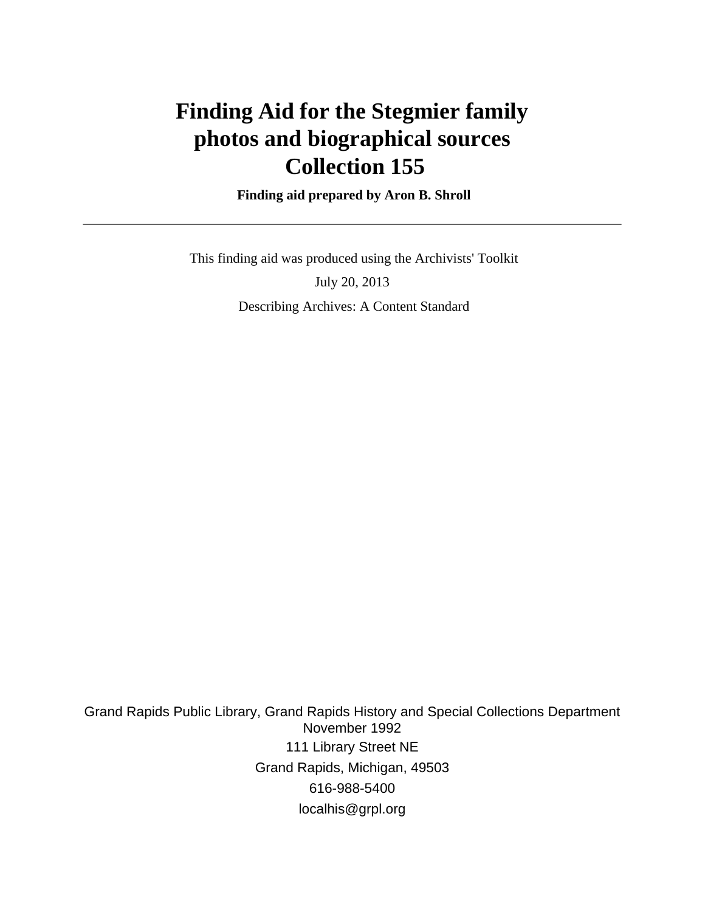# Finding Aid for the Stegmier family photos and biographical sources Collection 155

**Finding aid prepared by Aron B. Shroll**

---

This finding aid was produced using the Archivists' Toolkit

July 20, 2013

Describing Archives: A Content Standard

Grand Rapids Public Library, Grand Rapids History and Special Collections Department
November 1992
111 Library Street NE
Grand Rapids, Michigan, 49503
616-988-5400
localhis@grpl.org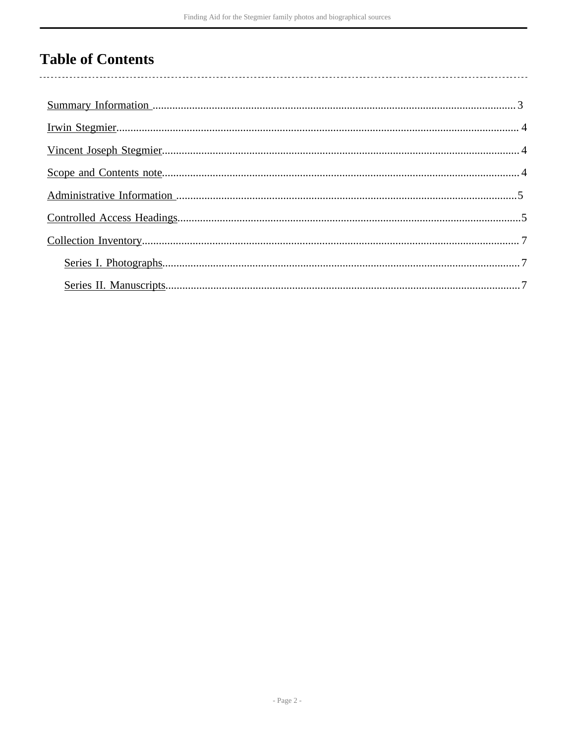# Table of Contents

- Summary Information .......... 3
- Irwin Stegmier .......... 4
- Vincent Joseph Stegmier .......... 4
- Scope and Contents note .......... 4
- Administrative Information .......... 5
- Controlled Access Headings .......... 5
- Collection Inventory .......... 7
  - Series I. Photographs .......... 7
  - Series II. Manuscripts .......... 7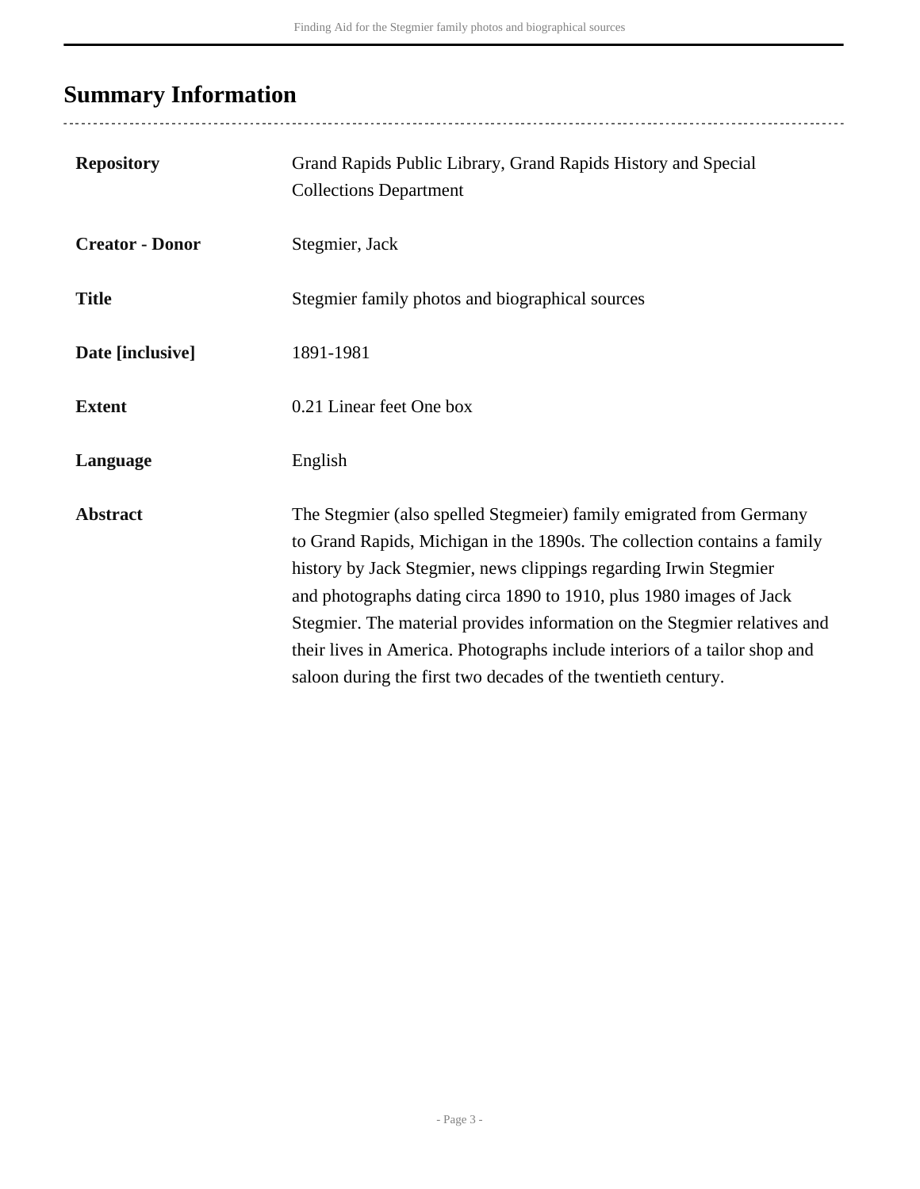## Summary Information

| | |
|---|---|
| **Repository** | Grand Rapids Public Library, Grand Rapids History and Special Collections Department |
| **Creator - Donor** | Stegmier, Jack |
| **Title** | Stegmier family photos and biographical sources |
| **Date [inclusive]** | 1891-1981 |
| **Extent** | 0.21 Linear feet One box |
| **Language** | English |
| **Abstract** | The Stegmier (also spelled Stegmeier) family emigrated from Germany to Grand Rapids, Michigan in the 1890s. The collection contains a family history by Jack Stegmier, news clippings regarding Irwin Stegmier and photographs dating circa 1890 to 1910, plus 1980 images of Jack Stegmier. The material provides information on the Stegmier relatives and their lives in America. Photographs include interiors of a tailor shop and saloon during the first two decades of the twentieth century. |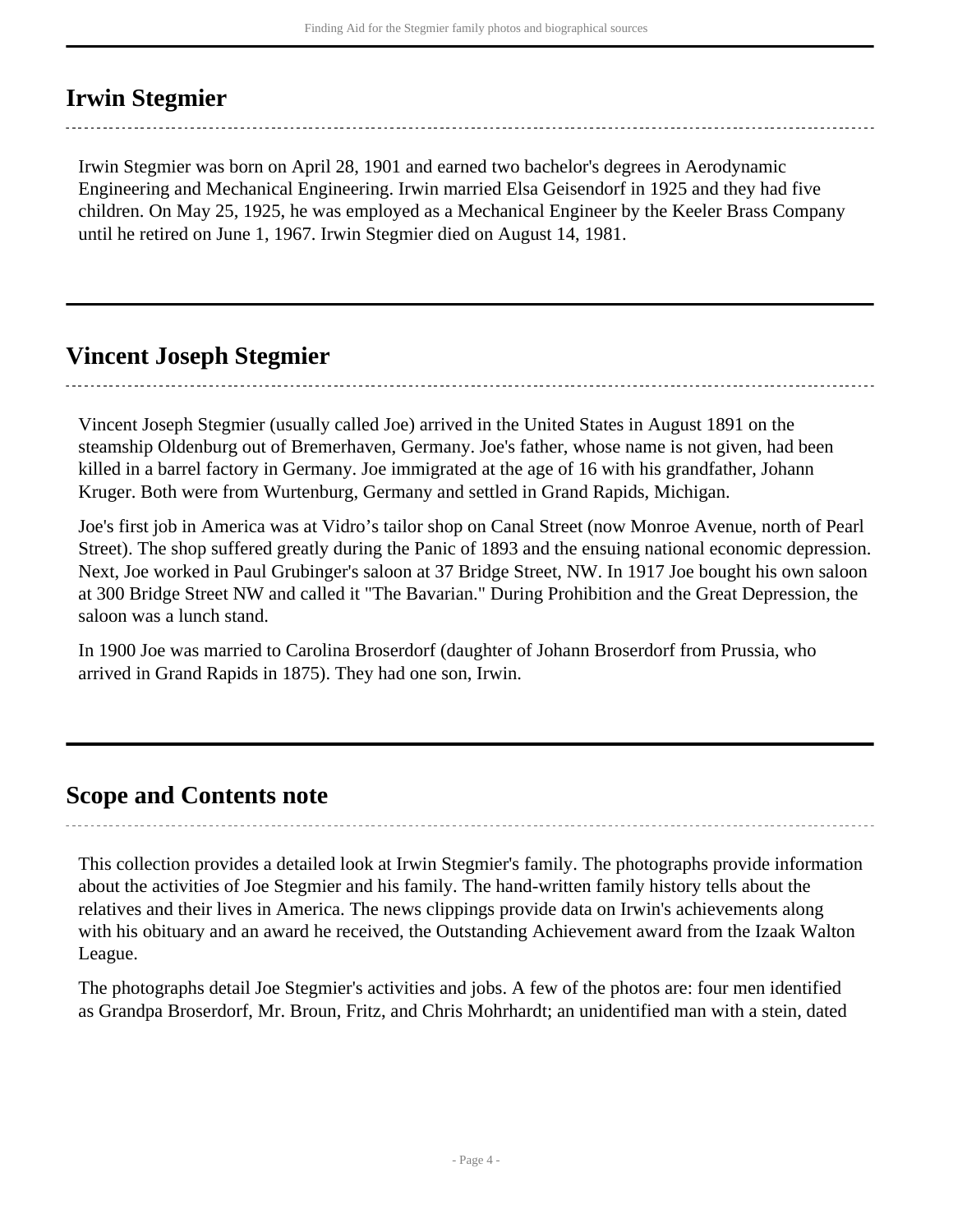## Irwin Stegmier

Irwin Stegmier was born on April 28, 1901 and earned two bachelor's degrees in Aerodynamic Engineering and Mechanical Engineering. Irwin married Elsa Geisendorf in 1925 and they had five children. On May 25, 1925, he was employed as a Mechanical Engineer by the Keeler Brass Company until he retired on June 1, 1967. Irwin Stegmier died on August 14, 1981.

## Vincent Joseph Stegmier

Vincent Joseph Stegmier (usually called Joe) arrived in the United States in August 1891 on the steamship Oldenburg out of Bremerhaven, Germany. Joe's father, whose name is not given, had been killed in a barrel factory in Germany. Joe immigrated at the age of 16 with his grandfather, Johann Kruger. Both were from Wurtenburg, Germany and settled in Grand Rapids, Michigan.

Joe's first job in America was at Vidro's tailor shop on Canal Street (now Monroe Avenue, north of Pearl Street). The shop suffered greatly during the Panic of 1893 and the ensuing national economic depression. Next, Joe worked in Paul Grubinger's saloon at 37 Bridge Street, NW. In 1917 Joe bought his own saloon at 300 Bridge Street NW and called it "The Bavarian." During Prohibition and the Great Depression, the saloon was a lunch stand.

In 1900 Joe was married to Carolina Broserdorf (daughter of Johann Broserdorf from Prussia, who arrived in Grand Rapids in 1875). They had one son, Irwin.

## Scope and Contents note

This collection provides a detailed look at Irwin Stegmier's family. The photographs provide information about the activities of Joe Stegmier and his family. The hand-written family history tells about the relatives and their lives in America. The news clippings provide data on Irwin's achievements along with his obituary and an award he received, the Outstanding Achievement award from the Izaak Walton League.

The photographs detail Joe Stegmier's activities and jobs. A few of the photos are: four men identified as Grandpa Broserdorf, Mr. Broun, Fritz, and Chris Mohrhardt; an unidentified man with a stein, dated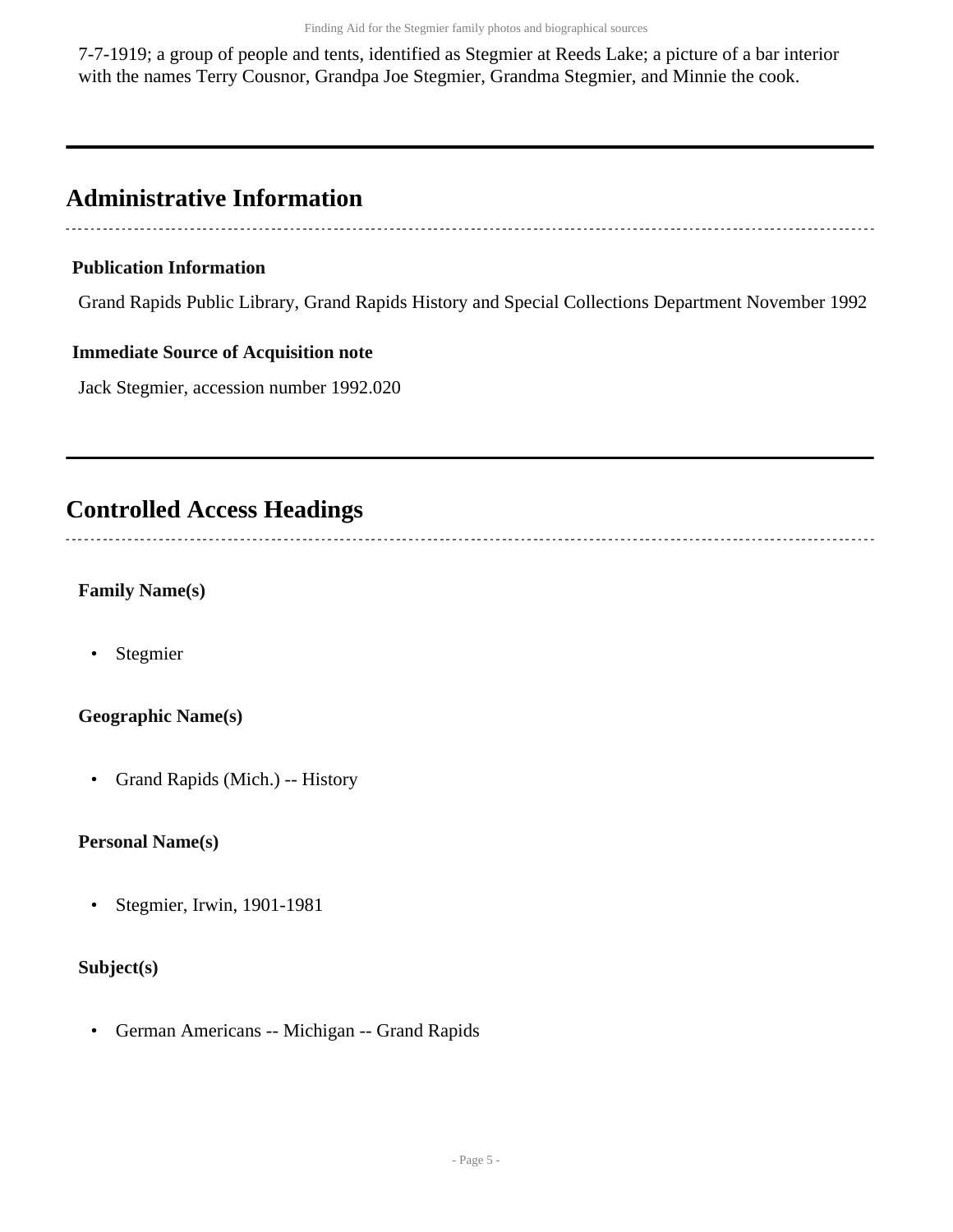7-7-1919; a group of people and tents, identified as Stegmier at Reeds Lake; a picture of a bar interior with the names Terry Cousnor, Grandpa Joe Stegmier, Grandma Stegmier, and Minnie the cook.

## Administrative Information

### Publication Information

Grand Rapids Public Library, Grand Rapids History and Special Collections Department November 1992

### Immediate Source of Acquisition note

Jack Stegmier, accession number 1992.020

## Controlled Access Headings

### Family Name(s)

- Stegmier

### Geographic Name(s)

- Grand Rapids (Mich.) -- History

### Personal Name(s)

- Stegmier, Irwin, 1901-1981

### Subject(s)

- German Americans -- Michigan -- Grand Rapids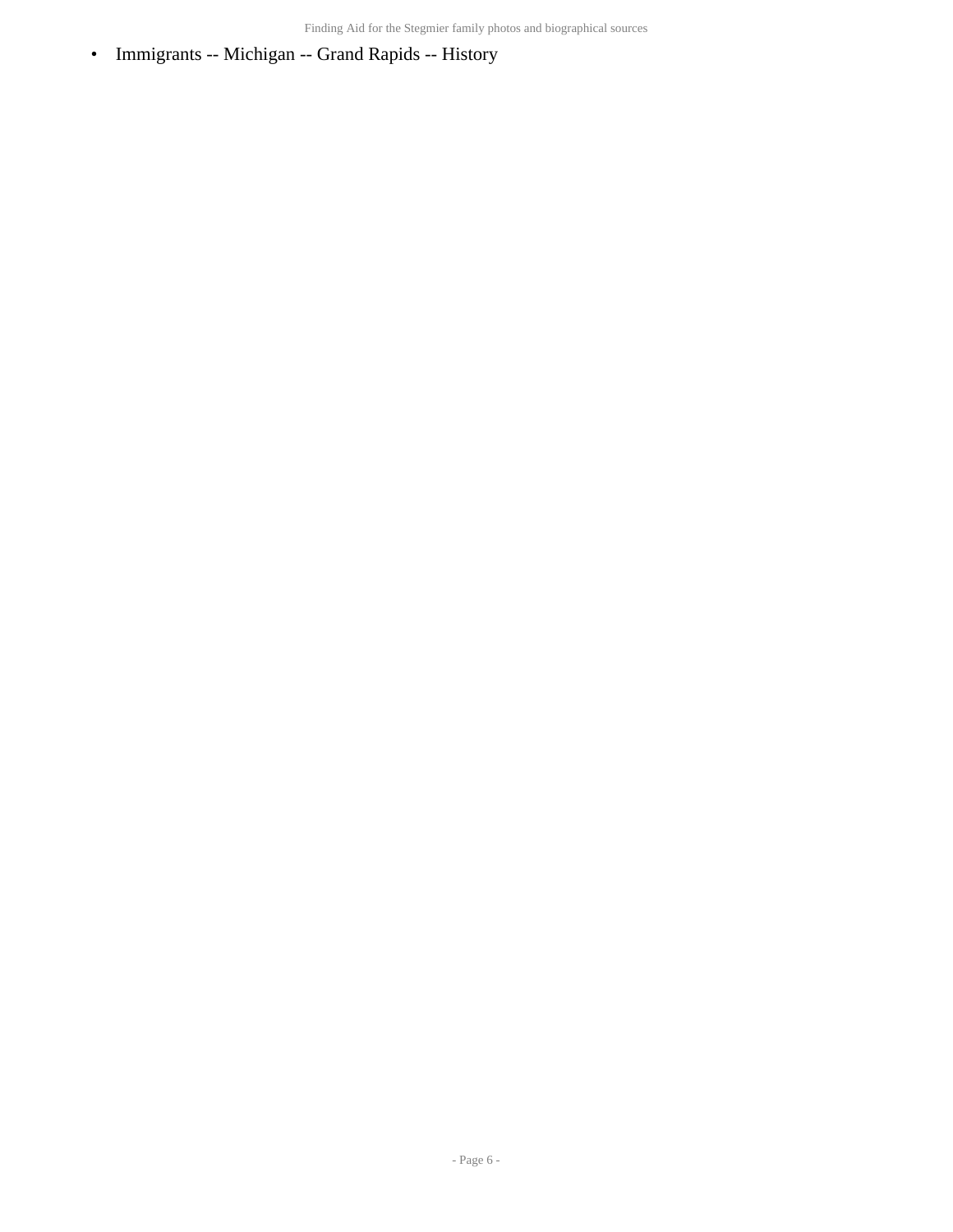- Immigrants -- Michigan -- Grand Rapids -- History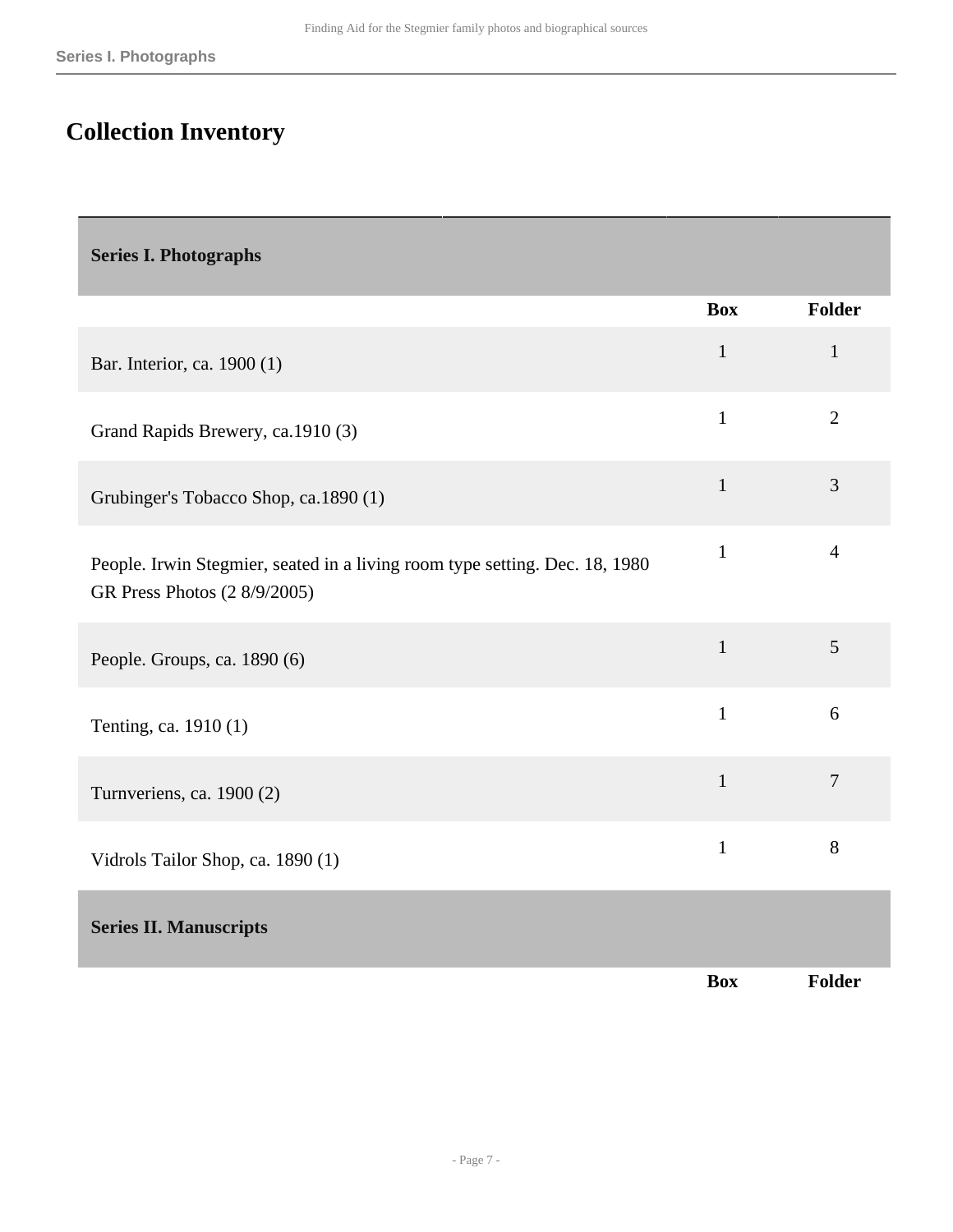## Collection Inventory

| Series I. Photographs | | |
|---|---|---|
| | **Box** | **Folder** |
| Bar. Interior, ca. 1900 (1) | 1 | 1 |
| Grand Rapids Brewery, ca.1910 (3) | 1 | 2 |
| Grubinger's Tobacco Shop, ca.1890 (1) | 1 | 3 |
| People. Irwin Stegmier, seated in a living room type setting. Dec. 18, 1980 GR Press Photos (2 8/9/2005) | 1 | 4 |
| People. Groups, ca. 1890 (6) | 1 | 5 |
| Tenting, ca. 1910 (1) | 1 | 6 |
| Turnveriens, ca. 1900 (2) | 1 | 7 |
| Vidrols Tailor Shop, ca. 1890 (1) | 1 | 8 |

| Series II. Manuscripts | | |
|---|---|---|
| | **Box** | **Folder** |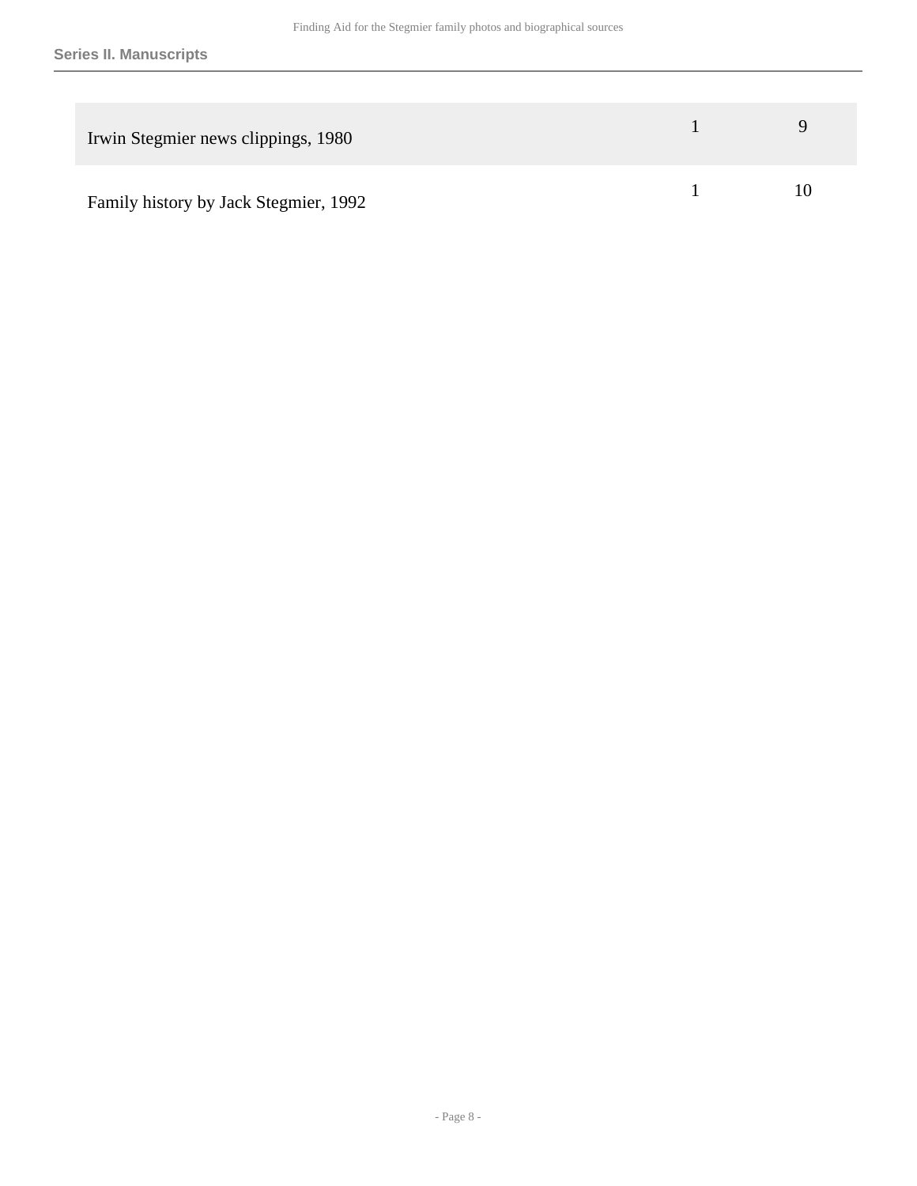| | | |
|---|---|---|
| Irwin Stegmier news clippings, 1980 | 1 | 9 |
| Family history by Jack Stegmier, 1992 | 1 | 10 |